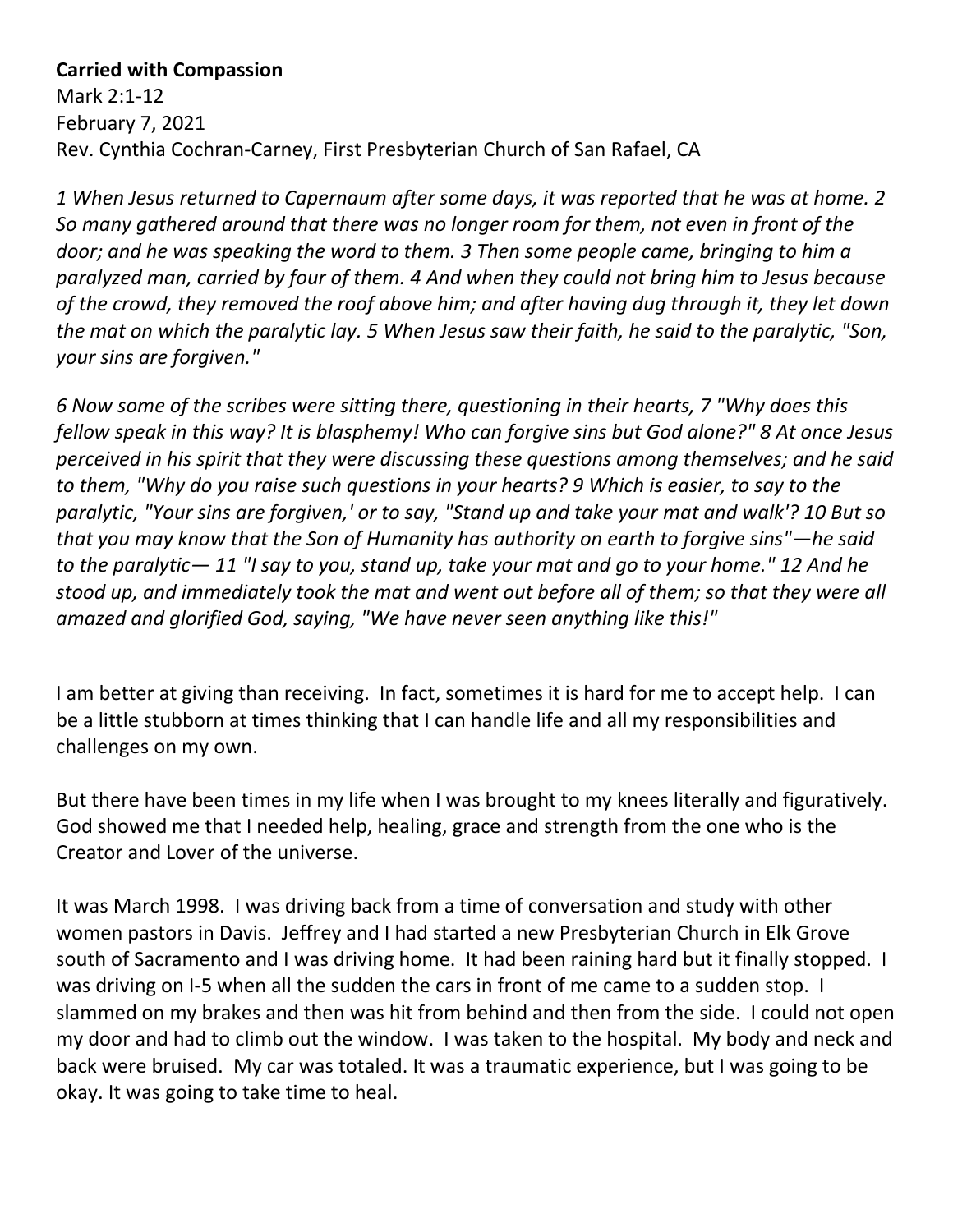**Carried with Compassion**
Mark 2:1-12
February 7, 2021
Rev. Cynthia Cochran-Carney, First Presbyterian Church of San Rafael, CA

*1 When Jesus returned to Capernaum after some days, it was reported that he was at home. 2 So many gathered around that there was no longer room for them, not even in front of the door; and he was speaking the word to them. 3 Then some people came, bringing to him a paralyzed man, carried by four of them. 4 And when they could not bring him to Jesus because of the crowd, they removed the roof above him; and after having dug through it, they let down the mat on which the paralytic lay. 5 When Jesus saw their faith, he said to the paralytic, "Son, your sins are forgiven."*

*6 Now some of the scribes were sitting there, questioning in their hearts, 7 "Why does this fellow speak in this way? It is blasphemy! Who can forgive sins but God alone?" 8 At once Jesus perceived in his spirit that they were discussing these questions among themselves; and he said to them, "Why do you raise such questions in your hearts? 9 Which is easier, to say to the paralytic, "Your sins are forgiven,' or to say, "Stand up and take your mat and walk'? 10 But so that you may know that the Son of Humanity has authority on earth to forgive sins"—he said to the paralytic— 11 "I say to you, stand up, take your mat and go to your home." 12 And he stood up, and immediately took the mat and went out before all of them; so that they were all amazed and glorified God, saying, "We have never seen anything like this!"*

I am better at giving than receiving. In fact, sometimes it is hard for me to accept help. I can be a little stubborn at times thinking that I can handle life and all my responsibilities and challenges on my own.

But there have been times in my life when I was brought to my knees literally and figuratively. God showed me that I needed help, healing, grace and strength from the one who is the Creator and Lover of the universe.

It was March 1998. I was driving back from a time of conversation and study with other women pastors in Davis. Jeffrey and I had started a new Presbyterian Church in Elk Grove south of Sacramento and I was driving home. It had been raining hard but it finally stopped. I was driving on I-5 when all the sudden the cars in front of me came to a sudden stop. I slammed on my brakes and then was hit from behind and then from the side. I could not open my door and had to climb out the window. I was taken to the hospital. My body and neck and back were bruised. My car was totaled. It was a traumatic experience, but I was going to be okay. It was going to take time to heal.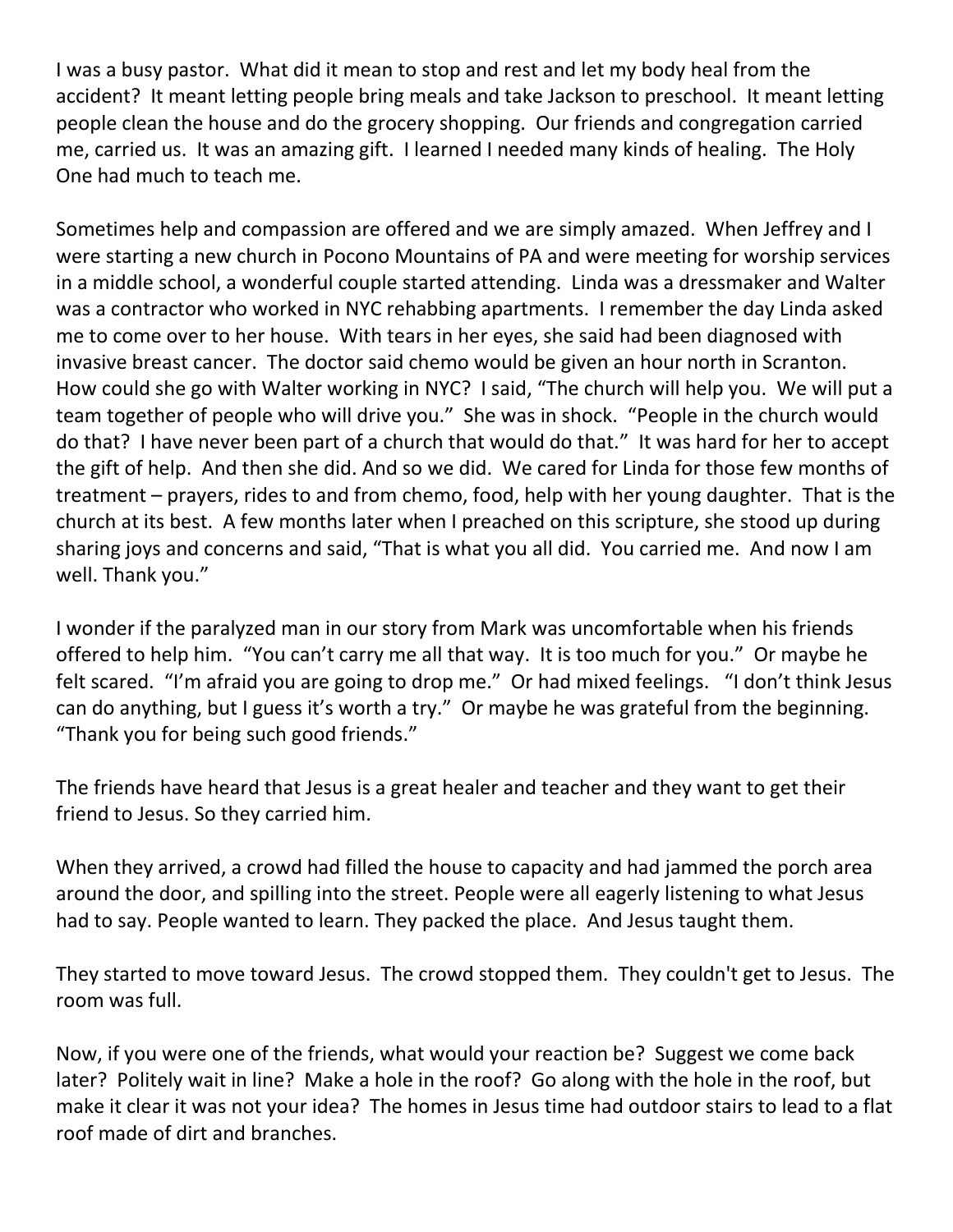I was a busy pastor. What did it mean to stop and rest and let my body heal from the accident? It meant letting people bring meals and take Jackson to preschool. It meant letting people clean the house and do the grocery shopping. Our friends and congregation carried me, carried us. It was an amazing gift. I learned I needed many kinds of healing. The Holy One had much to teach me.

Sometimes help and compassion are offered and we are simply amazed. When Jeffrey and I were starting a new church in Pocono Mountains of PA and were meeting for worship services in a middle school, a wonderful couple started attending. Linda was a dressmaker and Walter was a contractor who worked in NYC rehabbing apartments. I remember the day Linda asked me to come over to her house. With tears in her eyes, she said had been diagnosed with invasive breast cancer. The doctor said chemo would be given an hour north in Scranton. How could she go with Walter working in NYC? I said, "The church will help you. We will put a team together of people who will drive you." She was in shock. "People in the church would do that? I have never been part of a church that would do that." It was hard for her to accept the gift of help. And then she did. And so we did. We cared for Linda for those few months of treatment – prayers, rides to and from chemo, food, help with her young daughter. That is the church at its best. A few months later when I preached on this scripture, she stood up during sharing joys and concerns and said, "That is what you all did. You carried me. And now I am well. Thank you."

I wonder if the paralyzed man in our story from Mark was uncomfortable when his friends offered to help him. "You can't carry me all that way. It is too much for you." Or maybe he felt scared. "I'm afraid you are going to drop me." Or had mixed feelings. "I don't think Jesus can do anything, but I guess it's worth a try." Or maybe he was grateful from the beginning. "Thank you for being such good friends."

The friends have heard that Jesus is a great healer and teacher and they want to get their friend to Jesus. So they carried him.

When they arrived, a crowd had filled the house to capacity and had jammed the porch area around the door, and spilling into the street. People were all eagerly listening to what Jesus had to say. People wanted to learn. They packed the place. And Jesus taught them.

They started to move toward Jesus. The crowd stopped them. They couldn't get to Jesus. The room was full.

Now, if you were one of the friends, what would your reaction be? Suggest we come back later? Politely wait in line? Make a hole in the roof? Go along with the hole in the roof, but make it clear it was not your idea? The homes in Jesus time had outdoor stairs to lead to a flat roof made of dirt and branches.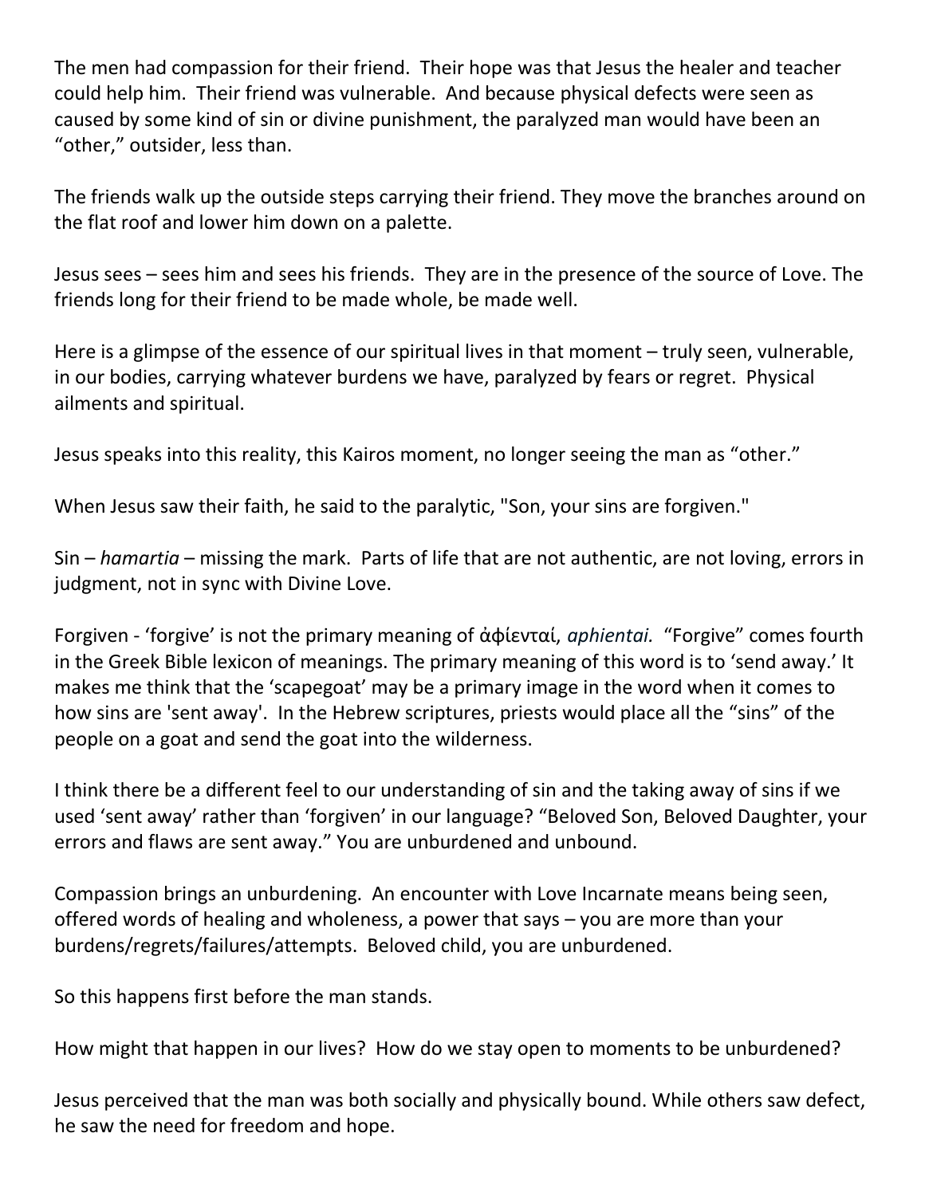The men had compassion for their friend. Their hope was that Jesus the healer and teacher could help him. Their friend was vulnerable. And because physical defects were seen as caused by some kind of sin or divine punishment, the paralyzed man would have been an "other," outsider, less than.

The friends walk up the outside steps carrying their friend. They move the branches around on the flat roof and lower him down on a palette.

Jesus sees – sees him and sees his friends. They are in the presence of the source of Love. The friends long for their friend to be made whole, be made well.

Here is a glimpse of the essence of our spiritual lives in that moment – truly seen, vulnerable, in our bodies, carrying whatever burdens we have, paralyzed by fears or regret. Physical ailments and spiritual.

Jesus speaks into this reality, this Kairos moment, no longer seeing the man as "other."

When Jesus saw their faith, he said to the paralytic, "Son, your sins are forgiven."

Sin – *hamartia* – missing the mark. Parts of life that are not authentic, are not loving, errors in judgment, not in sync with Divine Love.

Forgiven - 'forgive' is not the primary meaning of ἀφίενταί, *aphientai.* "Forgive" comes fourth in the Greek Bible lexicon of meanings. The primary meaning of this word is to 'send away.' It makes me think that the 'scapegoat' may be a primary image in the word when it comes to how sins are 'sent away'. In the Hebrew scriptures, priests would place all the "sins" of the people on a goat and send the goat into the wilderness.

I think there be a different feel to our understanding of sin and the taking away of sins if we used 'sent away' rather than 'forgiven' in our language? "Beloved Son, Beloved Daughter, your errors and flaws are sent away." You are unburdened and unbound.

Compassion brings an unburdening. An encounter with Love Incarnate means being seen, offered words of healing and wholeness, a power that says – you are more than your burdens/regrets/failures/attempts. Beloved child, you are unburdened.

So this happens first before the man stands.

How might that happen in our lives? How do we stay open to moments to be unburdened?

Jesus perceived that the man was both socially and physically bound. While others saw defect, he saw the need for freedom and hope.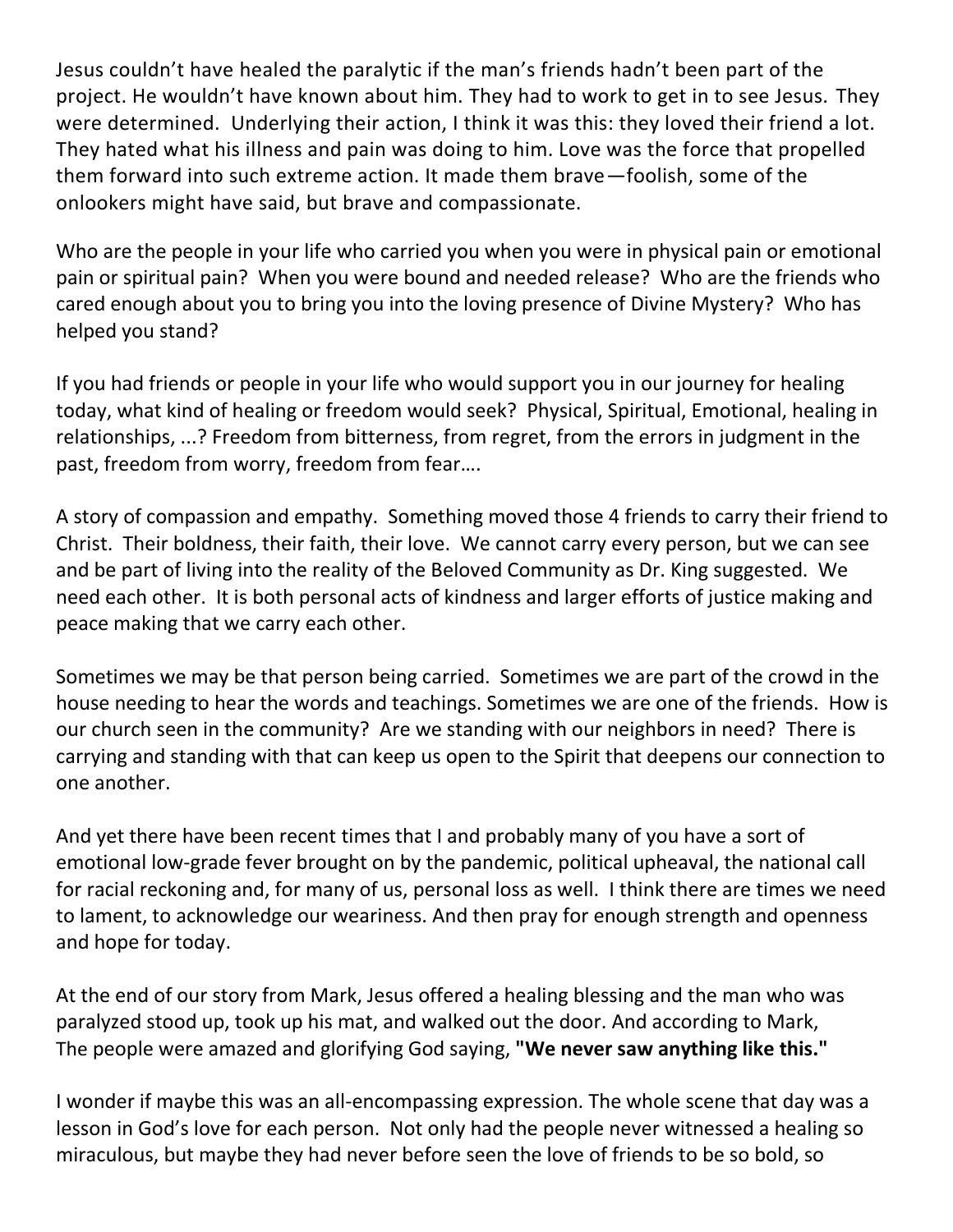Jesus couldn't have healed the paralytic if the man's friends hadn't been part of the project. He wouldn't have known about him. They had to work to get in to see Jesus. They were determined. Underlying their action, I think it was this: they loved their friend a lot. They hated what his illness and pain was doing to him. Love was the force that propelled them forward into such extreme action. It made them brave—foolish, some of the onlookers might have said, but brave and compassionate.

Who are the people in your life who carried you when you were in physical pain or emotional pain or spiritual pain? When you were bound and needed release? Who are the friends who cared enough about you to bring you into the loving presence of Divine Mystery? Who has helped you stand?

If you had friends or people in your life who would support you in our journey for healing today, what kind of healing or freedom would seek? Physical, Spiritual, Emotional, healing in relationships, ...? Freedom from bitterness, from regret, from the errors in judgment in the past, freedom from worry, freedom from fear….

A story of compassion and empathy. Something moved those 4 friends to carry their friend to Christ. Their boldness, their faith, their love. We cannot carry every person, but we can see and be part of living into the reality of the Beloved Community as Dr. King suggested. We need each other. It is both personal acts of kindness and larger efforts of justice making and peace making that we carry each other.

Sometimes we may be that person being carried. Sometimes we are part of the crowd in the house needing to hear the words and teachings. Sometimes we are one of the friends. How is our church seen in the community? Are we standing with our neighbors in need? There is carrying and standing with that can keep us open to the Spirit that deepens our connection to one another.

And yet there have been recent times that I and probably many of you have a sort of emotional low-grade fever brought on by the pandemic, political upheaval, the national call for racial reckoning and, for many of us, personal loss as well. I think there are times we need to lament, to acknowledge our weariness. And then pray for enough strength and openness and hope for today.

At the end of our story from Mark, Jesus offered a healing blessing and the man who was paralyzed stood up, took up his mat, and walked out the door. And according to Mark, The people were amazed and glorifying God saying, **"We never saw anything like this."**

I wonder if maybe this was an all-encompassing expression. The whole scene that day was a lesson in God's love for each person. Not only had the people never witnessed a healing so miraculous, but maybe they had never before seen the love of friends to be so bold, so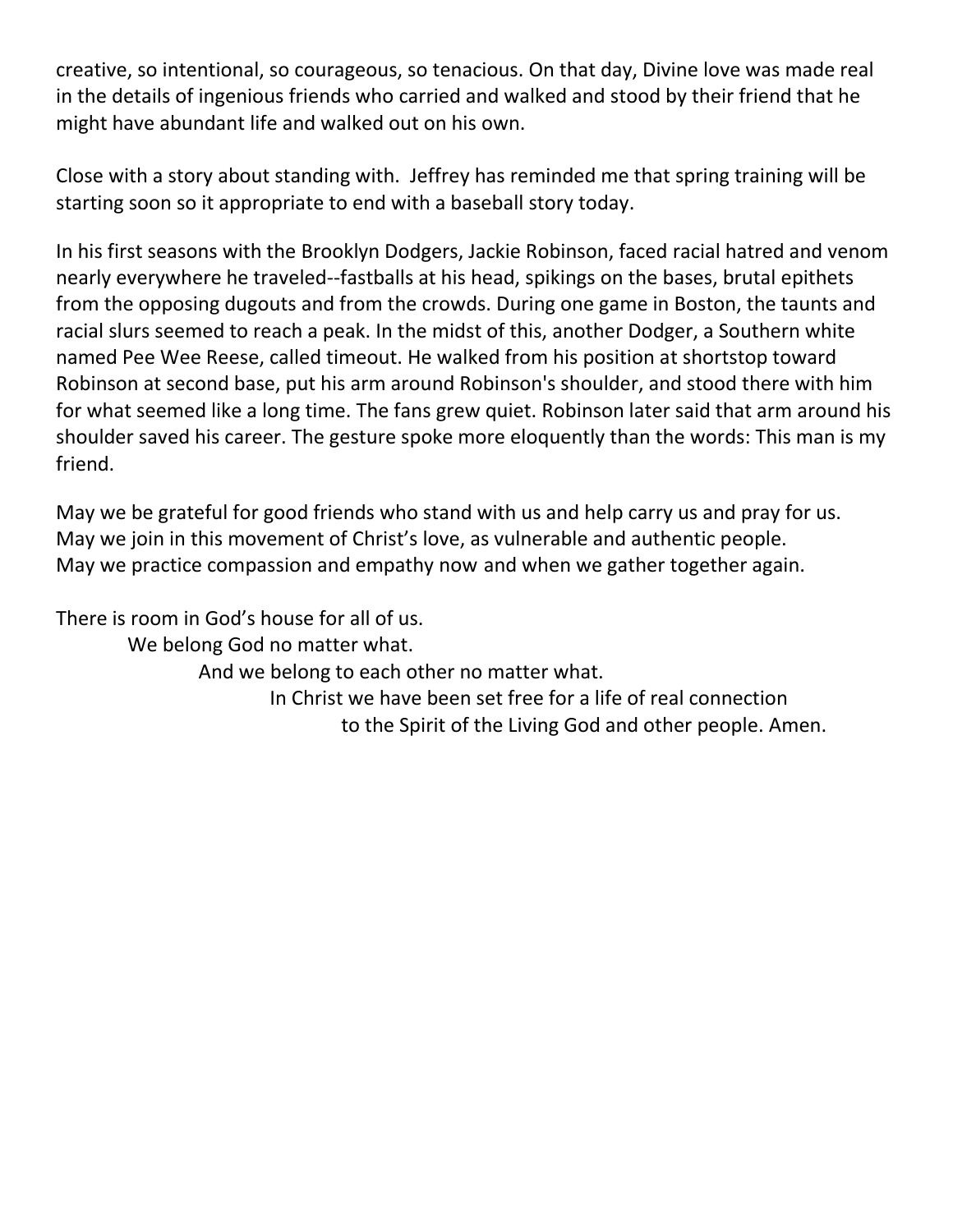creative, so intentional, so courageous, so tenacious. On that day, Divine love was made real in the details of ingenious friends who carried and walked and stood by their friend that he might have abundant life and walked out on his own.

Close with a story about standing with. Jeffrey has reminded me that spring training will be starting soon so it appropriate to end with a baseball story today.

In his first seasons with the Brooklyn Dodgers, Jackie Robinson, faced racial hatred and venom nearly everywhere he traveled--fastballs at his head, spikings on the bases, brutal epithets from the opposing dugouts and from the crowds. During one game in Boston, the taunts and racial slurs seemed to reach a peak. In the midst of this, another Dodger, a Southern white named Pee Wee Reese, called timeout. He walked from his position at shortstop toward Robinson at second base, put his arm around Robinson's shoulder, and stood there with him for what seemed like a long time. The fans grew quiet. Robinson later said that arm around his shoulder saved his career. The gesture spoke more eloquently than the words: This man is my friend.

May we be grateful for good friends who stand with us and help carry us and pray for us.
May we join in this movement of Christ's love, as vulnerable and authentic people.
May we practice compassion and empathy now and when we gather together again.

There is room in God's house for all of us.
We belong God no matter what.
And we belong to each other no matter what.
In Christ we have been set free for a life of real connection
to the Spirit of the Living God and other people. Amen.